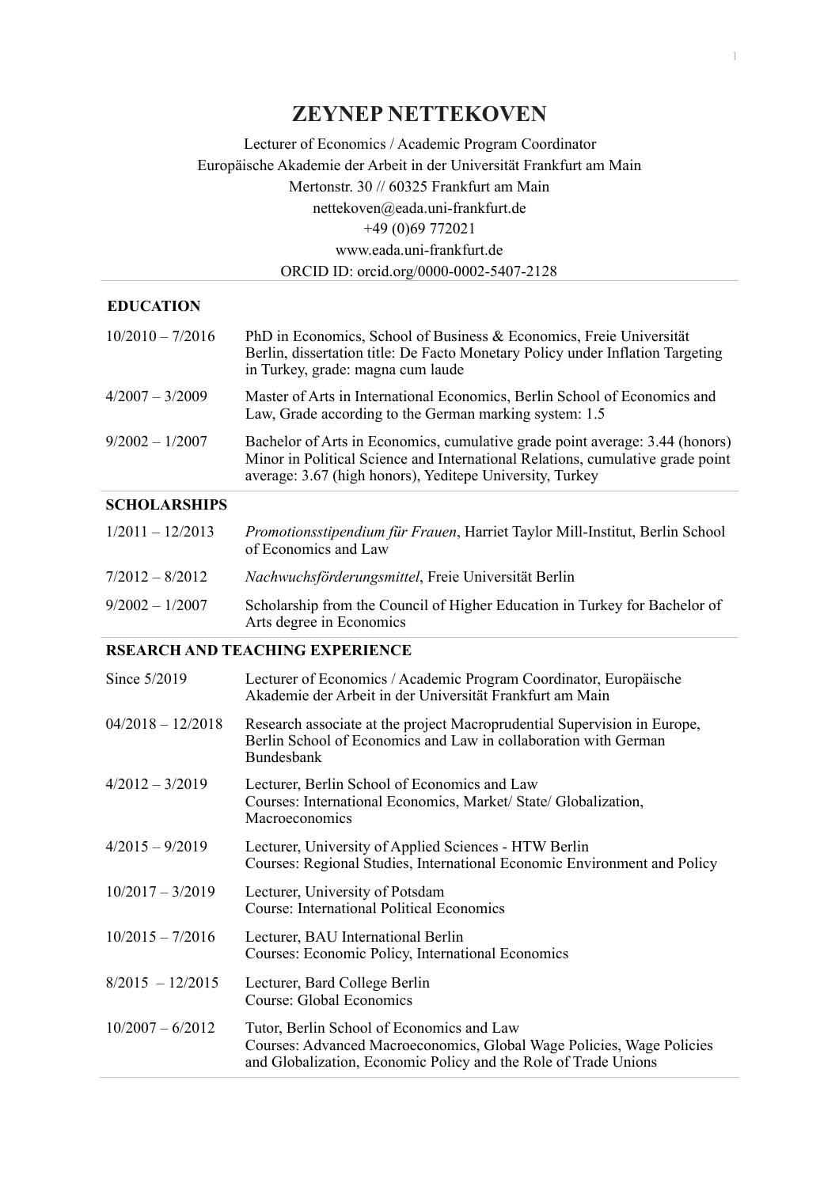# ZEYNEP NETTEKOVEN

Lecturer of Economics / Academic Program Coordinator
Europäische Akademie der Arbeit in der Universität Frankfurt am Main
Mertonstr. 30 // 60325 Frankfurt am Main
nettekoven@eada.uni-frankfurt.de
+49 (0)69 772021
www.eada.uni-frankfurt.de
ORCID ID: orcid.org/0000-0002-5407-2128

## EDUCATION

| | |
|---|---|
| 10/2010 – 7/2016 | PhD in Economics, School of Business & Economics, Freie Universität Berlin, dissertation title: De Facto Monetary Policy under Inflation Targeting in Turkey, grade: magna cum laude |
| 4/2007 – 3/2009 | Master of Arts in International Economics, Berlin School of Economics and Law, Grade according to the German marking system: 1.5 |
| 9/2002 – 1/2007 | Bachelor of Arts in Economics, cumulative grade point average: 3.44 (honors) Minor in Political Science and International Relations, cumulative grade point average: 3.67 (high honors), Yeditepe University, Turkey |

## SCHOLARSHIPS

| | |
|---|---|
| 1/2011 – 12/2013 | *Promotionsstipendium für Frauen*, Harriet Taylor Mill-Institut, Berlin School of Economics and Law |
| 7/2012 – 8/2012 | *Nachwuchsförderungsmittel*, Freie Universität Berlin |
| 9/2002 – 1/2007 | Scholarship from the Council of Higher Education in Turkey for Bachelor of Arts degree in Economics |

## RSEARCH AND TEACHING EXPERIENCE

| | |
|---|---|
| Since 5/2019 | Lecturer of Economics / Academic Program Coordinator, Europäische Akademie der Arbeit in der Universität Frankfurt am Main |
| 04/2018 – 12/2018 | Research associate at the project Macroprudential Supervision in Europe, Berlin School of Economics and Law in collaboration with German Bundesbank |
| 4/2012 – 3/2019 | Lecturer, Berlin School of Economics and Law<br>Courses: International Economics, Market/ State/ Globalization, Macroeconomics |
| 4/2015 – 9/2019 | Lecturer, University of Applied Sciences - HTW Berlin<br>Courses: Regional Studies, International Economic Environment and Policy |
| 10/2017 – 3/2019 | Lecturer, University of Potsdam<br>Course: International Political Economics |
| 10/2015 – 7/2016 | Lecturer, BAU International Berlin<br>Courses: Economic Policy, International Economics |
| 8/2015 – 12/2015 | Lecturer, Bard College Berlin<br>Course: Global Economics |
| 10/2007 – 6/2012 | Tutor, Berlin School of Economics and Law<br>Courses: Advanced Macroeconomics, Global Wage Policies, Wage Policies and Globalization, Economic Policy and the Role of Trade Unions |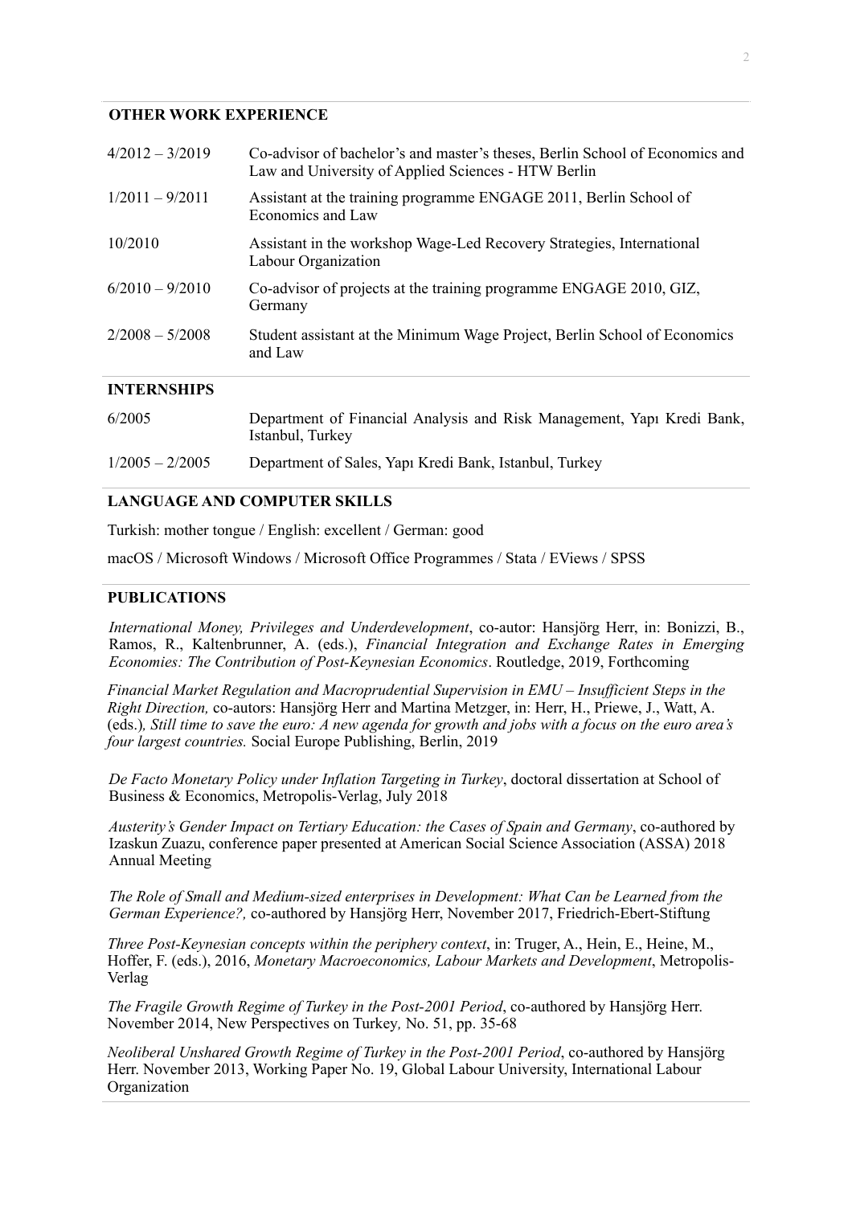## OTHER WORK EXPERIENCE

| | |
|---|---|
| 4/2012 – 3/2019 | Co-advisor of bachelor's and master's theses, Berlin School of Economics and Law and University of Applied Sciences - HTW Berlin |
| 1/2011 – 9/2011 | Assistant at the training programme ENGAGE 2011, Berlin School of Economics and Law |
| 10/2010 | Assistant in the workshop Wage-Led Recovery Strategies, International Labour Organization |
| 6/2010 – 9/2010 | Co-advisor of projects at the training programme ENGAGE 2010, GIZ, Germany |
| 2/2008 – 5/2008 | Student assistant at the Minimum Wage Project, Berlin School of Economics and Law |

## INTERNSHIPS

| | |
|---|---|
| 6/2005 | Department of Financial Analysis and Risk Management, Yapı Kredi Bank, Istanbul, Turkey |
| 1/2005 – 2/2005 | Department of Sales, Yapı Kredi Bank, Istanbul, Turkey |

## LANGUAGE AND COMPUTER SKILLS

Turkish: mother tongue / English: excellent / German: good

macOS / Microsoft Windows / Microsoft Office Programmes / Stata / EViews / SPSS

## PUBLICATIONS

*International Money, Privileges and Underdevelopment*, co-autor: Hansjörg Herr, in: Bonizzi, B., Ramos, R., Kaltenbrunner, A. (eds.), *Financial Integration and Exchange Rates in Emerging Economies: The Contribution of Post-Keynesian Economics*. Routledge, 2019, Forthcoming

*Financial Market Regulation and Macroprudential Supervision in EMU – Insufficient Steps in the Right Direction,* co-autors: Hansjörg Herr and Martina Metzger, in: Herr, H., Priewe, J., Watt, A. (eds.)*, Still time to save the euro: A new agenda for growth and jobs with a focus on the euro area's four largest countries.* Social Europe Publishing, Berlin, 2019

*De Facto Monetary Policy under Inflation Targeting in Turkey*, doctoral dissertation at School of Business & Economics, Metropolis-Verlag, July 2018

*Austerity's Gender Impact on Tertiary Education: the Cases of Spain and Germany*, co-authored by Izaskun Zuazu, conference paper presented at American Social Science Association (ASSA) 2018 Annual Meeting

*The Role of Small and Medium-sized enterprises in Development: What Can be Learned from the German Experience?,* co-authored by Hansjörg Herr, November 2017, Friedrich-Ebert-Stiftung

*Three Post-Keynesian concepts within the periphery context*, in: Truger, A., Hein, E., Heine, M., Hoffer, F. (eds.), 2016, *Monetary Macroeconomics, Labour Markets and Development*, Metropolis-Verlag

*The Fragile Growth Regime of Turkey in the Post-2001 Period*, co-authored by Hansjörg Herr. November 2014, New Perspectives on Turkey*,* No. 51, pp. 35-68

*Neoliberal Unshared Growth Regime of Turkey in the Post-2001 Period*, co-authored by Hansjörg Herr. November 2013, Working Paper No. 19, Global Labour University, International Labour Organization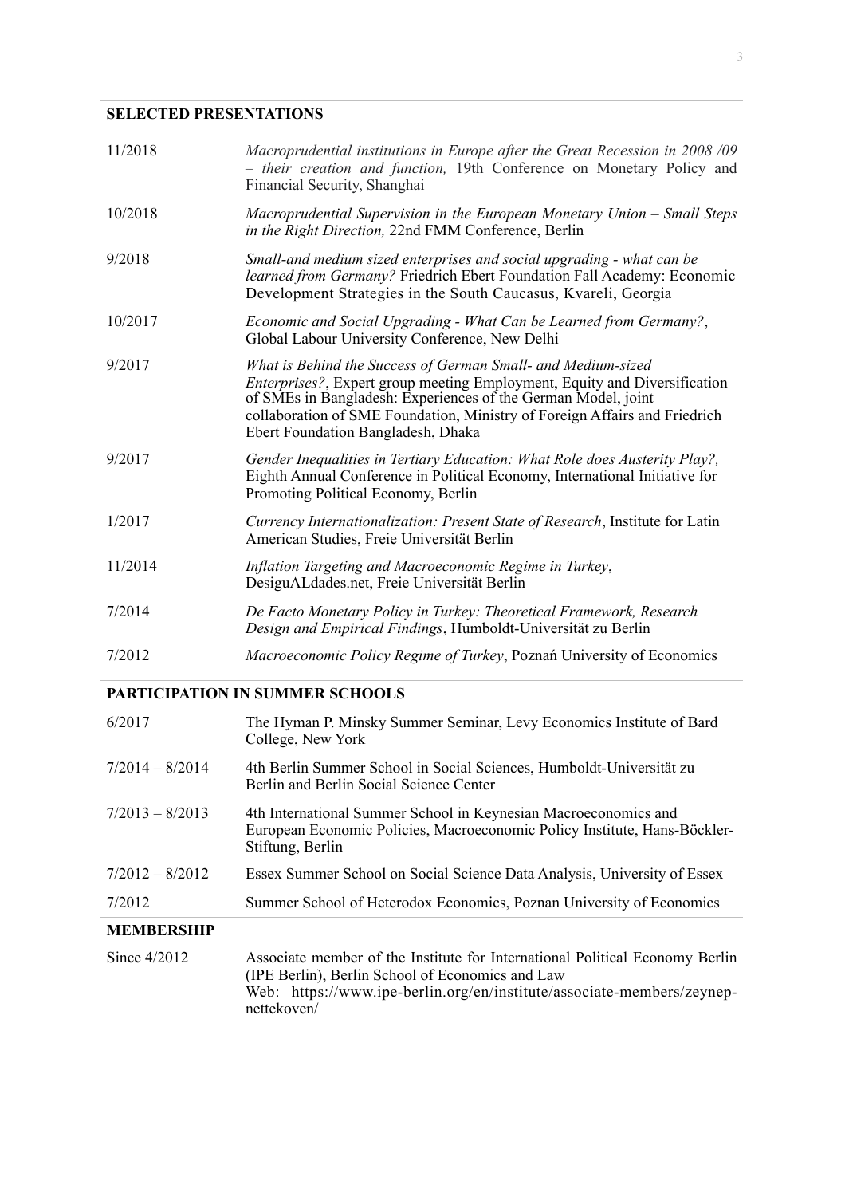## SELECTED PRESENTATIONS

| | |
|---|---|
| 11/2018 | *Macroprudential institutions in Europe after the Great Recession in 2008 /09 – their creation and function,* 19th Conference on Monetary Policy and Financial Security, Shanghai |
| 10/2018 | *Macroprudential Supervision in the European Monetary Union – Small Steps in the Right Direction,* 22nd FMM Conference, Berlin |
| 9/2018 | *Small-and medium sized enterprises and social upgrading - what can be learned from Germany?* Friedrich Ebert Foundation Fall Academy: Economic Development Strategies in the South Caucasus, Kvareli, Georgia |
| 10/2017 | *Economic and Social Upgrading - What Can be Learned from Germany?*, Global Labour University Conference, New Delhi |
| 9/2017 | *What is Behind the Success of German Small- and Medium-sized Enterprises?*, Expert group meeting Employment, Equity and Diversification of SMEs in Bangladesh: Experiences of the German Model, joint collaboration of SME Foundation, Ministry of Foreign Affairs and Friedrich Ebert Foundation Bangladesh, Dhaka |
| 9/2017 | *Gender Inequalities in Tertiary Education: What Role does Austerity Play?,* Eighth Annual Conference in Political Economy, International Initiative for Promoting Political Economy, Berlin |
| 1/2017 | *Currency Internationalization: Present State of Research*, Institute for Latin American Studies, Freie Universität Berlin |
| 11/2014 | *Inflation Targeting and Macroeconomic Regime in Turkey*, DesiguALdades.net, Freie Universität Berlin |
| 7/2014 | *De Facto Monetary Policy in Turkey: Theoretical Framework, Research Design and Empirical Findings*, Humboldt-Universität zu Berlin |
| 7/2012 | *Macroeconomic Policy Regime of Turkey*, Poznań University of Economics |

## PARTICIPATION IN SUMMER SCHOOLS

| | |
|---|---|
| 6/2017 | The Hyman P. Minsky Summer Seminar, Levy Economics Institute of Bard College, New York |
| 7/2014 – 8/2014 | 4th Berlin Summer School in Social Sciences, Humboldt-Universität zu Berlin and Berlin Social Science Center |
| 7/2013 – 8/2013 | 4th International Summer School in Keynesian Macroeconomics and European Economic Policies, Macroeconomic Policy Institute, Hans-Böckler-Stiftung, Berlin |
| 7/2012 – 8/2012 | Essex Summer School on Social Science Data Analysis, University of Essex |
| 7/2012 | Summer School of Heterodox Economics, Poznan University of Economics |

## MEMBERSHIP

| | |
|---|---|
| Since 4/2012 | Associate member of the Institute for International Political Economy Berlin (IPE Berlin), Berlin School of Economics and Law<br>Web: https://www.ipe-berlin.org/en/institute/associate-members/zeynep-nettekoven/ |